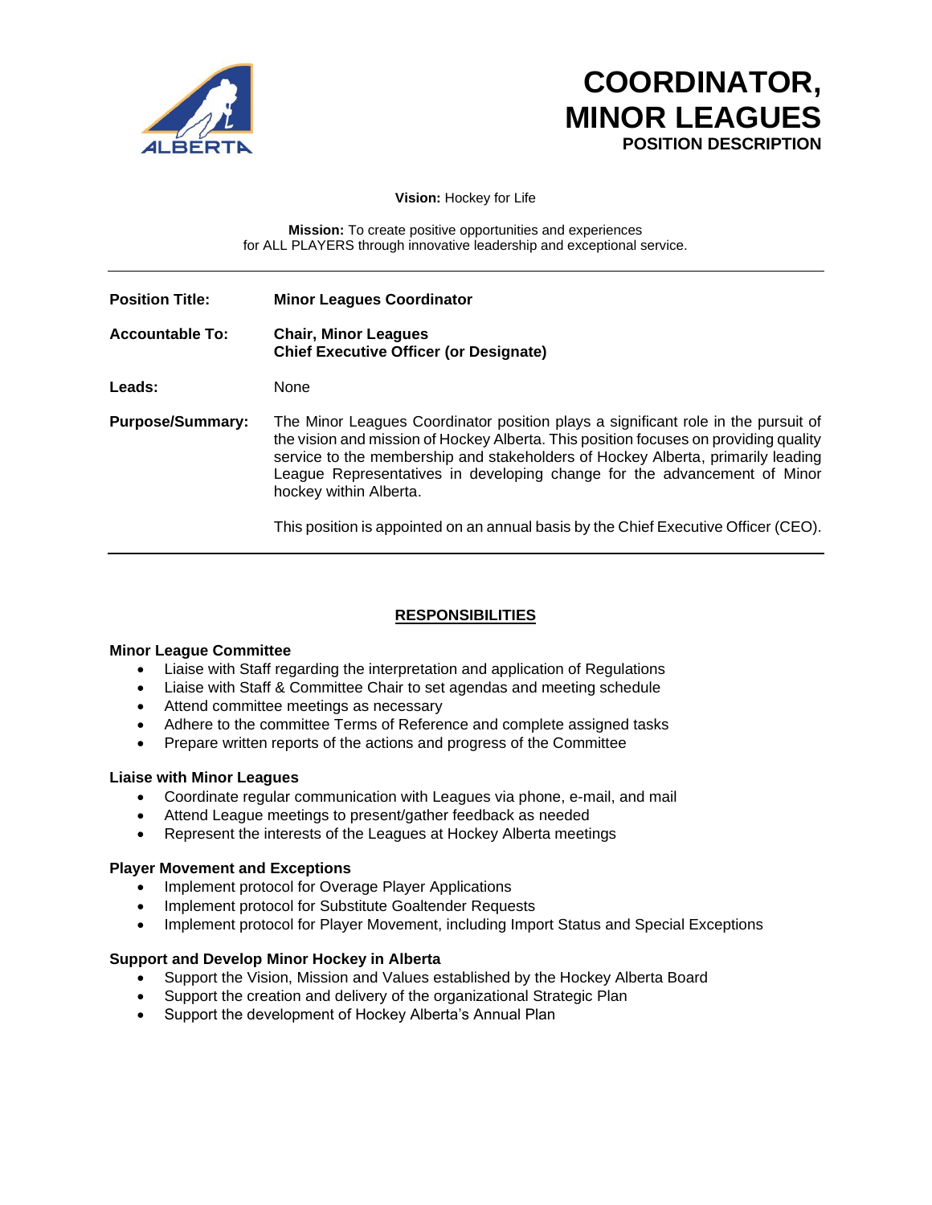# COORDINATOR, MINOR LEAGUES
### POSITION DESCRIPTION

**Vision:** Hockey for Life

**Mission:** To create positive opportunities and experiences for ALL PLAYERS through innovative leadership and exceptional service.

---

| | |
|---|---|
| **Position Title:** | **Minor Leagues Coordinator** |
| **Accountable To:** | **Chair, Minor Leagues**<br>**Chief Executive Officer (or Designate)** |
| **Leads:** | None |
| **Purpose/Summary:** | The Minor Leagues Coordinator position plays a significant role in the pursuit of the vision and mission of Hockey Alberta. This position focuses on providing quality service to the membership and stakeholders of Hockey Alberta, primarily leading League Representatives in developing change for the advancement of Minor hockey within Alberta.<br><br>This position is appointed on an annual basis by the Chief Executive Officer (CEO). |

---

## RESPONSIBILITIES

### Minor League Committee

- Liaise with Staff regarding the interpretation and application of Regulations
- Liaise with Staff & Committee Chair to set agendas and meeting schedule
- Attend committee meetings as necessary
- Adhere to the committee Terms of Reference and complete assigned tasks
- Prepare written reports of the actions and progress of the Committee

### Liaise with Minor Leagues

- Coordinate regular communication with Leagues via phone, e-mail, and mail
- Attend League meetings to present/gather feedback as needed
- Represent the interests of the Leagues at Hockey Alberta meetings

### Player Movement and Exceptions

- Implement protocol for Overage Player Applications
- Implement protocol for Substitute Goaltender Requests
- Implement protocol for Player Movement, including Import Status and Special Exceptions

### Support and Develop Minor Hockey in Alberta

- Support the Vision, Mission and Values established by the Hockey Alberta Board
- Support the creation and delivery of the organizational Strategic Plan
- Support the development of Hockey Alberta's Annual Plan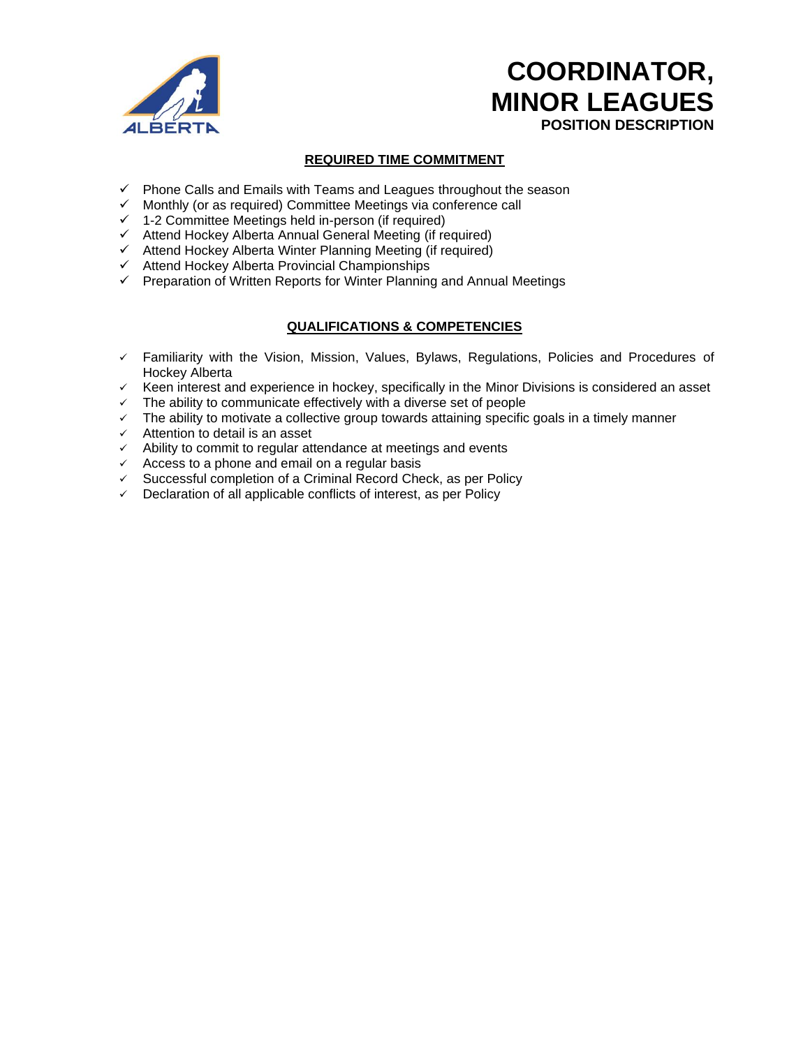# COORDINATOR, MINOR LEAGUES

**POSITION DESCRIPTION**

## REQUIRED TIME COMMITMENT

- ✓ Phone Calls and Emails with Teams and Leagues throughout the season
- ✓ Monthly (or as required) Committee Meetings via conference call
- ✓ 1-2 Committee Meetings held in-person (if required)
- ✓ Attend Hockey Alberta Annual General Meeting (if required)
- ✓ Attend Hockey Alberta Winter Planning Meeting (if required)
- ✓ Attend Hockey Alberta Provincial Championships
- ✓ Preparation of Written Reports for Winter Planning and Annual Meetings

## QUALIFICATIONS & COMPETENCIES

- ✓ Familiarity with the Vision, Mission, Values, Bylaws, Regulations, Policies and Procedures of Hockey Alberta
- ✓ Keen interest and experience in hockey, specifically in the Minor Divisions is considered an asset
- ✓ The ability to communicate effectively with a diverse set of people
- ✓ The ability to motivate a collective group towards attaining specific goals in a timely manner
- ✓ Attention to detail is an asset
- ✓ Ability to commit to regular attendance at meetings and events
- ✓ Access to a phone and email on a regular basis
- ✓ Successful completion of a Criminal Record Check, as per Policy
- ✓ Declaration of all applicable conflicts of interest, as per Policy